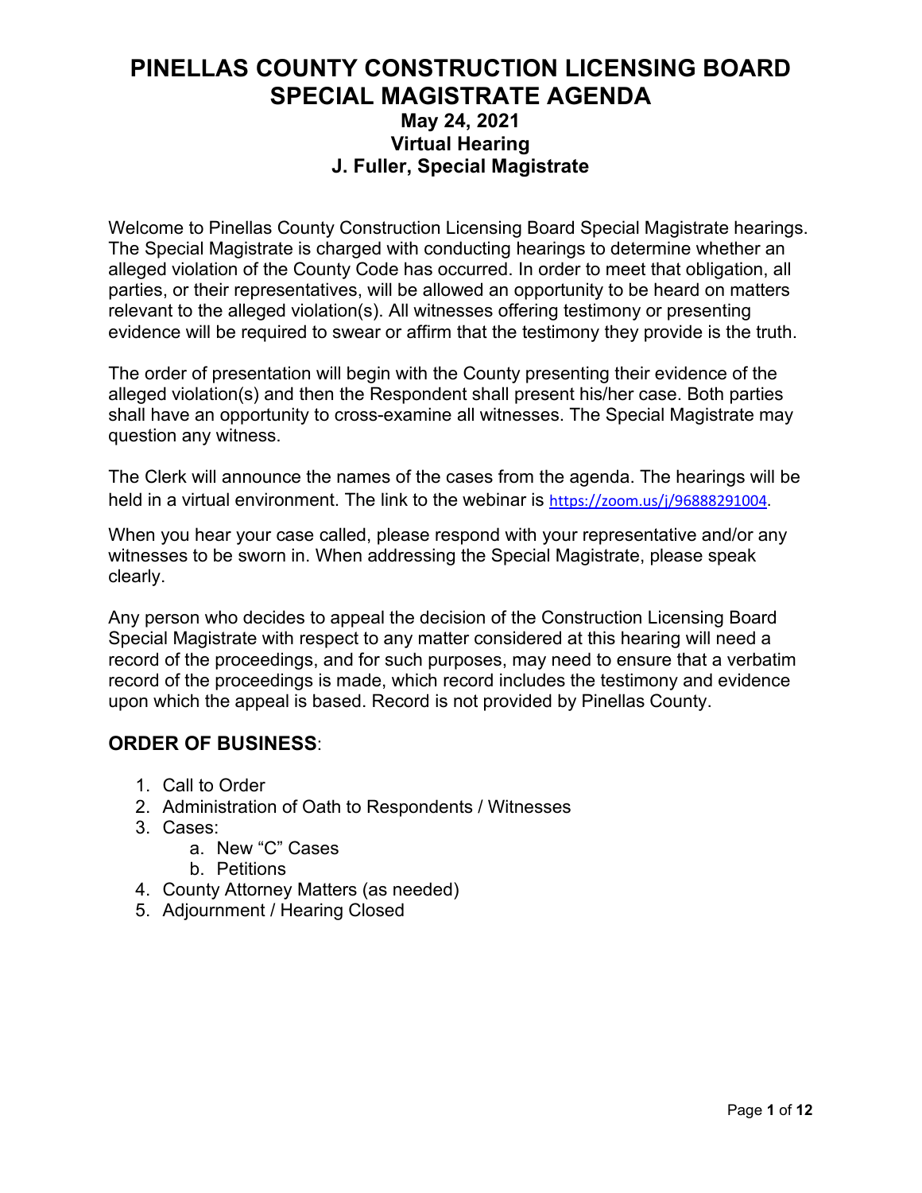# PINELLAS COUNTY CONSTRUCTION LICENSING BOARD SPECIAL MAGISTRATE AGENDA

### May 24, 2021
### Virtual Hearing
### J. Fuller, Special Magistrate

Welcome to Pinellas County Construction Licensing Board Special Magistrate hearings. The Special Magistrate is charged with conducting hearings to determine whether an alleged violation of the County Code has occurred. In order to meet that obligation, all parties, or their representatives, will be allowed an opportunity to be heard on matters relevant to the alleged violation(s). All witnesses offering testimony or presenting evidence will be required to swear or affirm that the testimony they provide is the truth.

The order of presentation will begin with the County presenting their evidence of the alleged violation(s) and then the Respondent shall present his/her case. Both parties shall have an opportunity to cross-examine all witnesses. The Special Magistrate may question any witness.

The Clerk will announce the names of the cases from the agenda. The hearings will be held in a virtual environment. The link to the webinar is https://zoom.us/j/96888291004.

When you hear your case called, please respond with your representative and/or any witnesses to be sworn in. When addressing the Special Magistrate, please speak clearly.

Any person who decides to appeal the decision of the Construction Licensing Board Special Magistrate with respect to any matter considered at this hearing will need a record of the proceedings, and for such purposes, may need to ensure that a verbatim record of the proceedings is made, which record includes the testimony and evidence upon which the appeal is based. Record is not provided by Pinellas County.

## ORDER OF BUSINESS:

1. Call to Order
2. Administration of Oath to Respondents / Witnesses
3. Cases:
    a. New “C” Cases
    b. Petitions
4. County Attorney Matters (as needed)
5. Adjournment / Hearing Closed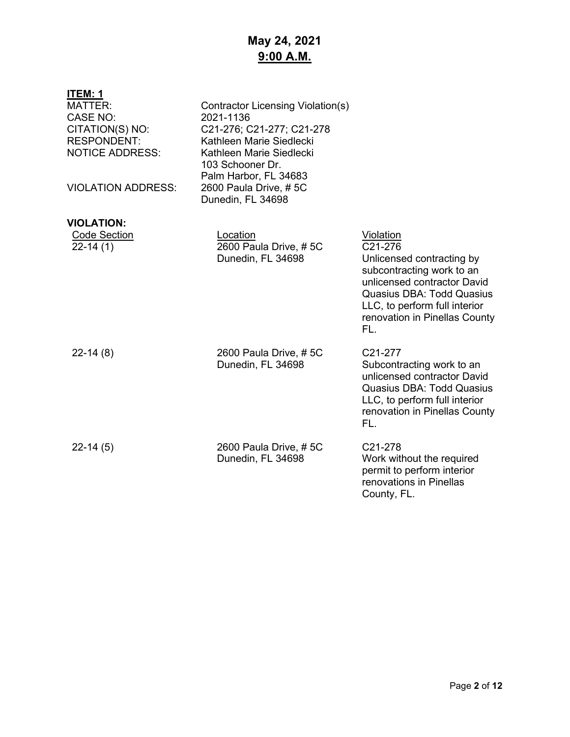# May 24, 2021
## 9:00 A.M.

**ITEM: 1**

| | |
|---|---|
| MATTER: | Contractor Licensing Violation(s) |
| CASE NO: | 2021-1136 |
| CITATION(S) NO: | C21-276; C21-277; C21-278 |
| RESPONDENT: | Kathleen Marie Siedlecki |
| NOTICE ADDRESS: | Kathleen Marie Siedlecki<br>103 Schooner Dr.<br>Palm Harbor, FL 34683 |
| VIOLATION ADDRESS: | 2600 Paula Drive, # 5C<br>Dunedin, FL 34698 |

**VIOLATION:**

| Code Section | Location | Violation |
|---|---|---|
| 22-14 (1) | 2600 Paula Drive, # 5C<br>Dunedin, FL 34698 | C21-276<br>Unlicensed contracting by subcontracting work to an unlicensed contractor David Quasius DBA: Todd Quasius LLC, to perform full interior renovation in Pinellas County FL. |
| 22-14 (8) | 2600 Paula Drive, # 5C<br>Dunedin, FL 34698 | C21-277<br>Subcontracting work to an unlicensed contractor David Quasius DBA: Todd Quasius LLC, to perform full interior renovation in Pinellas County FL. |
| 22-14 (5) | 2600 Paula Drive, # 5C<br>Dunedin, FL 34698 | C21-278<br>Work without the required permit to perform interior renovations in Pinellas County, FL. |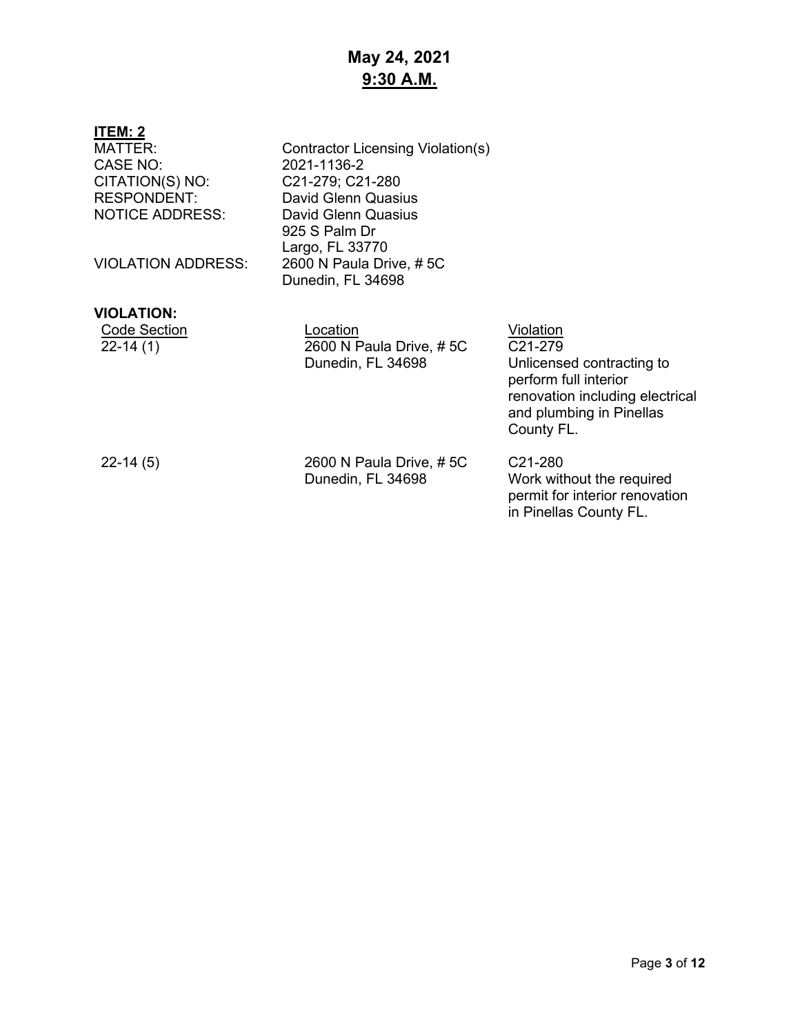# May 24, 2021
## 9:30 A.M.

**ITEM: 2**

MATTER: Contractor Licensing Violation(s)
CASE NO: 2021-1136-2
CITATION(S) NO: C21-279; C21-280
RESPONDENT: David Glenn Quasius
NOTICE ADDRESS: David Glenn Quasius
925 S Palm Dr
Largo, FL 33770
VIOLATION ADDRESS: 2600 N Paula Drive, # 5C
Dunedin, FL 34698

**VIOLATION:**

| Code Section | Location | Violation |
| --- | --- | --- |
| 22-14 (1) | 2600 N Paula Drive, # 5C Dunedin, FL 34698 | C21-279 Unlicensed contracting to perform full interior renovation including electrical and plumbing in Pinellas County FL. |
| 22-14 (5) | 2600 N Paula Drive, # 5C Dunedin, FL 34698 | C21-280 Work without the required permit for interior renovation in Pinellas County FL. |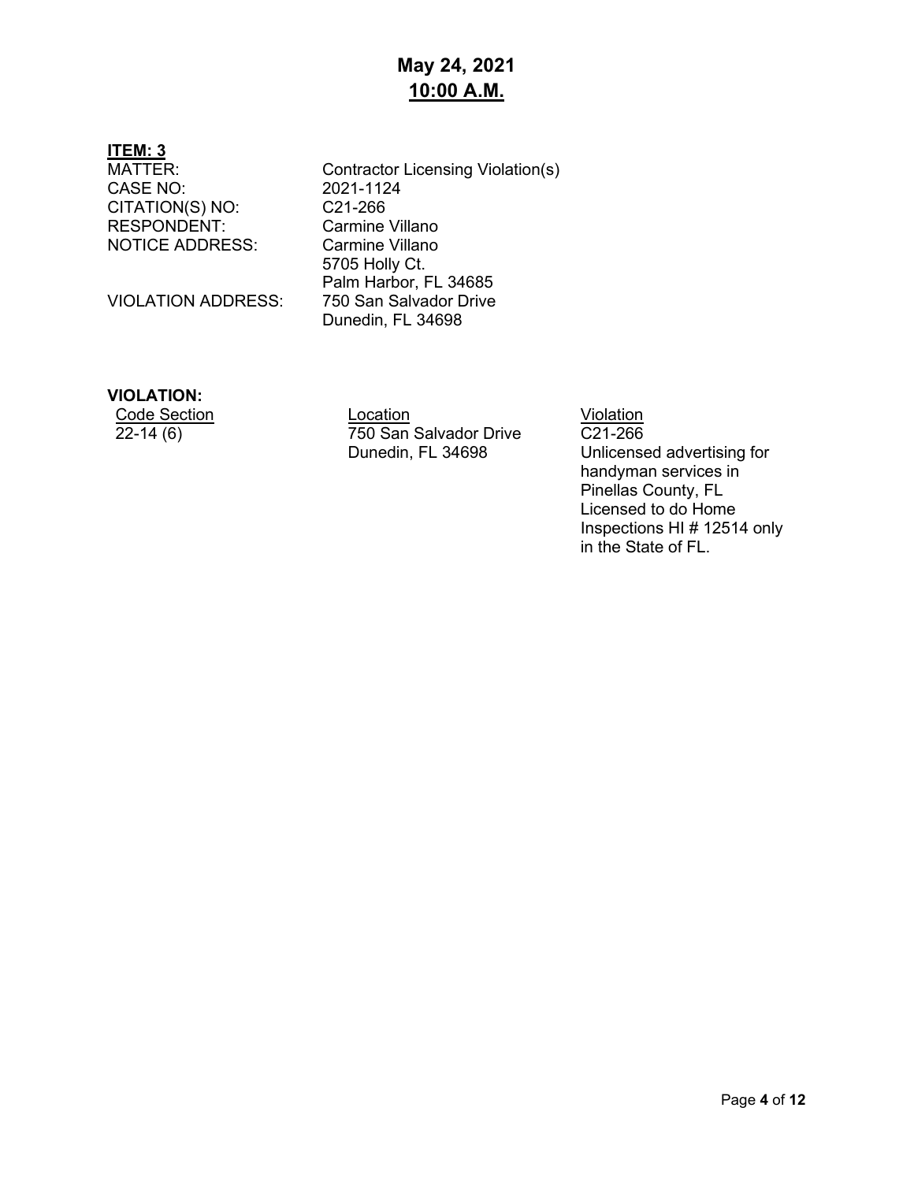# May 24, 2021
## 10:00 A.M.

**ITEM: 3**

| | |
|---|---|
| MATTER: | Contractor Licensing Violation(s) |
| CASE NO: | 2021-1124 |
| CITATION(S) NO: | C21-266 |
| RESPONDENT: | Carmine Villano |
| NOTICE ADDRESS: | Carmine Villano<br>5705 Holly Ct.<br>Palm Harbor, FL 34685 |
| VIOLATION ADDRESS: | 750 San Salvador Drive<br>Dunedin, FL 34698 |

**VIOLATION:**

| Code Section | Location | Violation |
|---|---|---|
| 22-14 (6) | 750 San Salvador Drive<br>Dunedin, FL 34698 | C21-266<br>Unlicensed advertising for handyman services in Pinellas County, FL<br>Licensed to do Home Inspections HI # 12514 only in the State of FL. |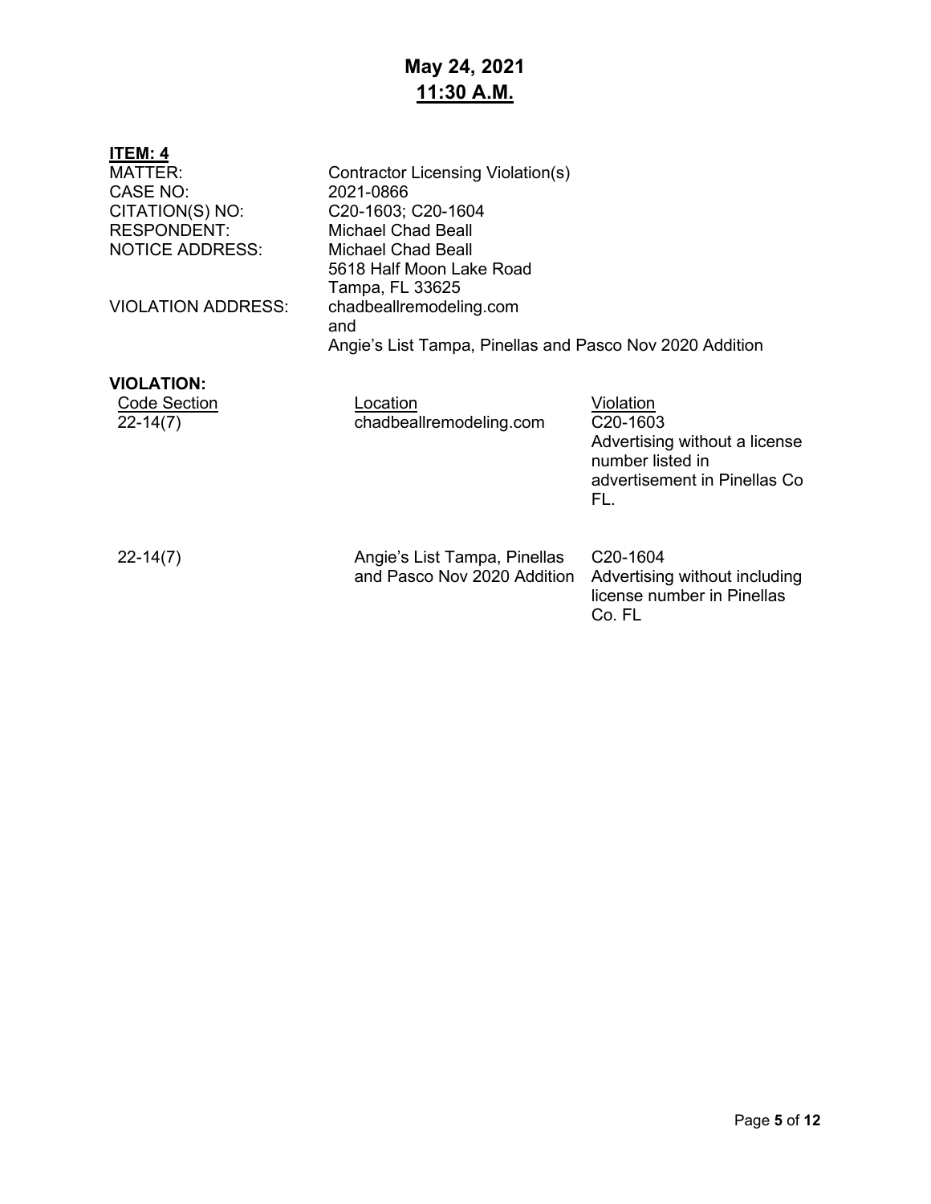**May 24, 2021**
**11:30 A.M.**

**ITEM: 4**

MATTER: Contractor Licensing Violation(s)
CASE NO: 2021-0866
CITATION(S) NO: C20-1603; C20-1604
RESPONDENT: Michael Chad Beall
NOTICE ADDRESS: Michael Chad Beall
5618 Half Moon Lake Road
Tampa, FL 33625
VIOLATION ADDRESS: chadbeallremodeling.com
and
Angie's List Tampa, Pinellas and Pasco Nov 2020 Addition

**VIOLATION:**

| Code Section | Location | Violation |
| --- | --- | --- |
| 22-14(7) | chadbeallremodeling.com | C20-1603 Advertising without a license number listed in advertisement in Pinellas Co FL. |
| 22-14(7) | Angie's List Tampa, Pinellas and Pasco Nov 2020 Addition | C20-1604 Advertising without including license number in Pinellas Co. FL |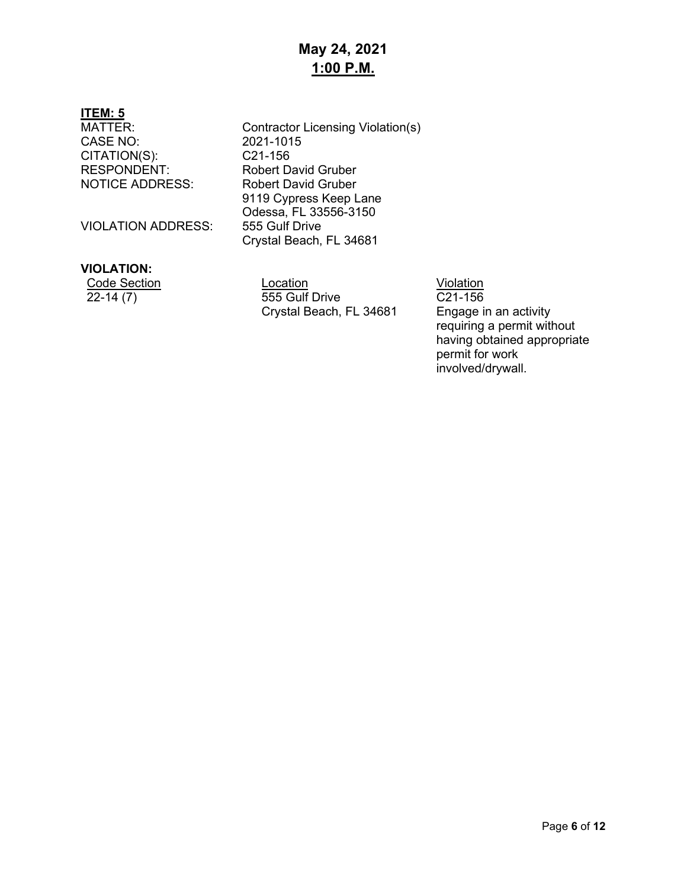# May 24, 2021
## 1:00 P.M.

**ITEM: 5**

MATTER: Contractor Licensing Violation(s)
CASE NO: 2021-1015
CITATION(S): C21-156
RESPONDENT: Robert David Gruber
NOTICE ADDRESS: Robert David Gruber
9119 Cypress Keep Lane
Odessa, FL 33556-3150
VIOLATION ADDRESS: 555 Gulf Drive
Crystal Beach, FL 34681

**VIOLATION:**

| Code Section | Location | Violation |
|---|---|---|
| 22-14 (7) | 555 Gulf Drive Crystal Beach, FL 34681 | C21-156 Engage in an activity requiring a permit without having obtained appropriate permit for work involved/drywall. |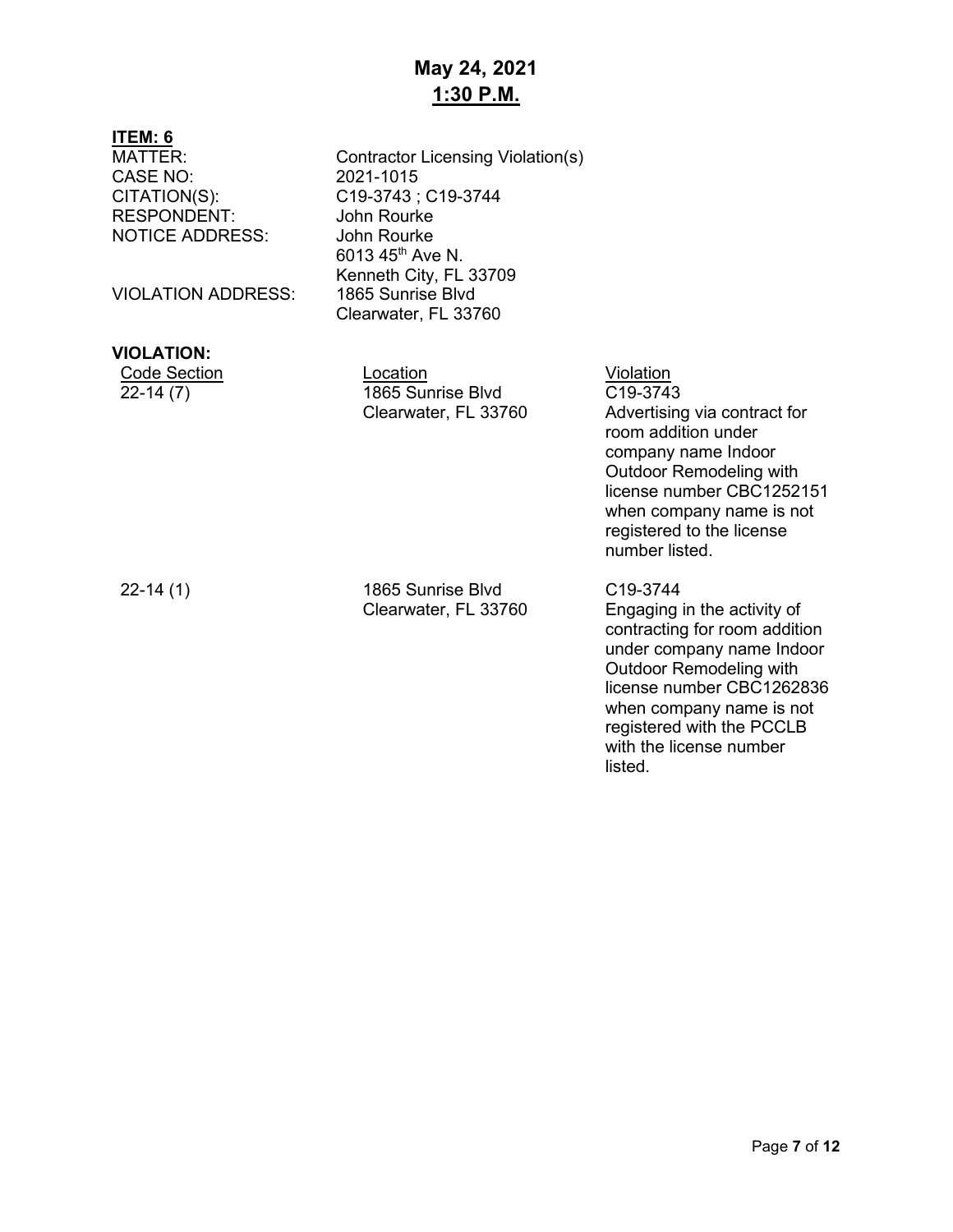**May 24, 2021**
**1:30 P.M.**

**ITEM: 6**

MATTER: Contractor Licensing Violation(s)
CASE NO: 2021-1015
CITATION(S): C19-3743 ; C19-3744
RESPONDENT: John Rourke
NOTICE ADDRESS: John Rourke
6013 45th Ave N.
Kenneth City, FL 33709
VIOLATION ADDRESS: 1865 Sunrise Blvd
Clearwater, FL 33760

**VIOLATION:**

| Code Section | Location | Violation |
|---|---|---|
| 22-14 (7) | 1865 Sunrise Blvd Clearwater, FL 33760 | C19-3743 Advertising via contract for room addition under company name Indoor Outdoor Remodeling with license number CBC1252151 when company name is not registered to the license number listed. |
| 22-14 (1) | 1865 Sunrise Blvd Clearwater, FL 33760 | C19-3744 Engaging in the activity of contracting for room addition under company name Indoor Outdoor Remodeling with license number CBC1262836 when company name is not registered with the PCCLB with the license number listed. |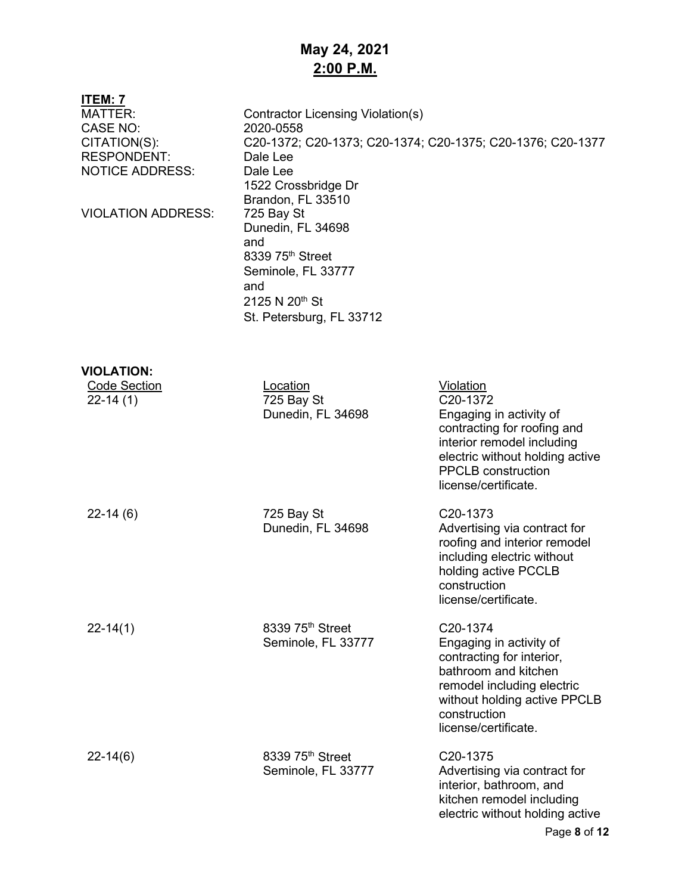# May 24, 2021
## 2:00 P.M.

**ITEM: 7**

| | |
|---|---|
| MATTER: | Contractor Licensing Violation(s) |
| CASE NO: | 2020-0558 |
| CITATION(S): | C20-1372; C20-1373; C20-1374; C20-1375; C20-1376; C20-1377 |
| RESPONDENT: | Dale Lee |
| NOTICE ADDRESS: | Dale Lee<br>1522 Crossbridge Dr<br>Brandon, FL 33510 |
| VIOLATION ADDRESS: | 725 Bay St<br>Dunedin, FL 34698<br>and<br>8339 75th Street<br>Seminole, FL 33777<br>and<br>2125 N 20th St<br>St. Petersburg, FL 33712 |

**VIOLATION:**

| Code Section | Location | Violation |
|---|---|---|
| 22-14 (1) | 725 Bay St<br>Dunedin, FL 34698 | C20-1372<br>Engaging in activity of contracting for roofing and interior remodel including electric without holding active PPCLB construction license/certificate. |
| 22-14 (6) | 725 Bay St<br>Dunedin, FL 34698 | C20-1373<br>Advertising via contract for roofing and interior remodel including electric without holding active PCCLB construction license/certificate. |
| 22-14(1) | 8339 75th Street<br>Seminole, FL 33777 | C20-1374<br>Engaging in activity of contracting for interior, bathroom and kitchen remodel including electric without holding active PPCLB construction license/certificate. |
| 22-14(6) | 8339 75th Street<br>Seminole, FL 33777 | C20-1375<br>Advertising via contract for interior, bathroom, and kitchen remodel including electric without holding active |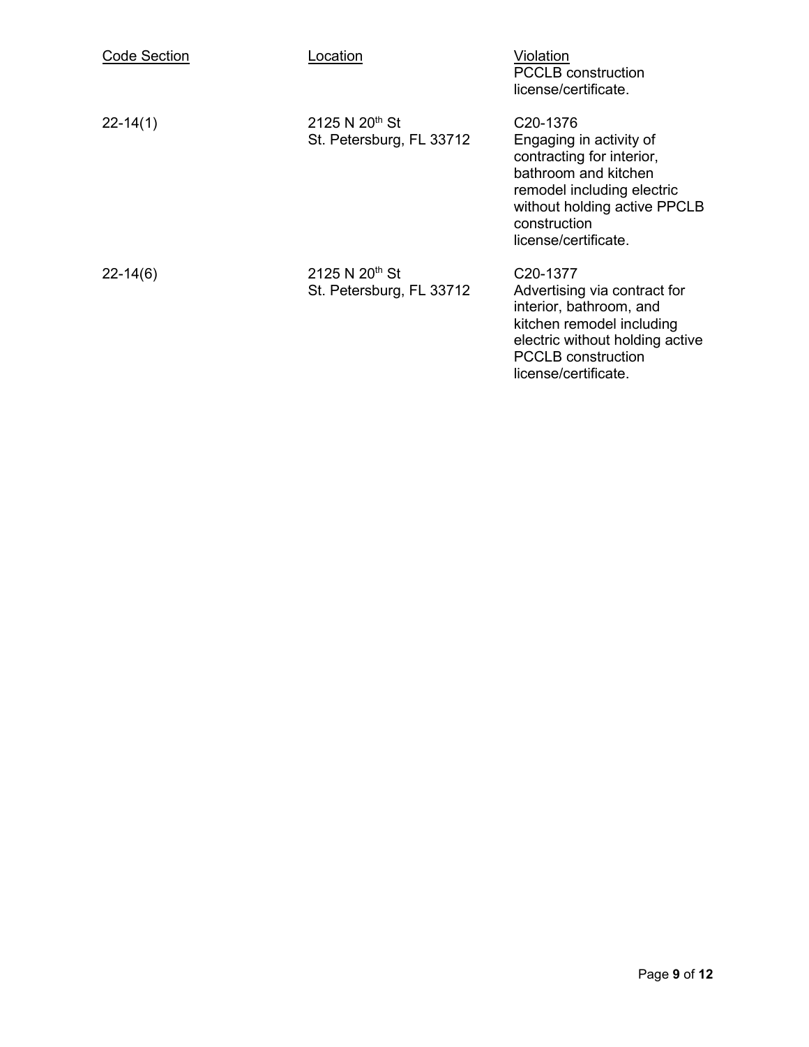| Code Section | Location | Violation |
| --- | --- | --- |
| | | PCCLB construction license/certificate. |
| 22-14(1) | 2125 N 20th St St. Petersburg, FL 33712 | C20-1376 Engaging in activity of contracting for interior, bathroom and kitchen remodel including electric without holding active PPCLB construction license/certificate. |
| 22-14(6) | 2125 N 20th St St. Petersburg, FL 33712 | C20-1377 Advertising via contract for interior, bathroom, and kitchen remodel including electric without holding active PCCLB construction license/certificate. |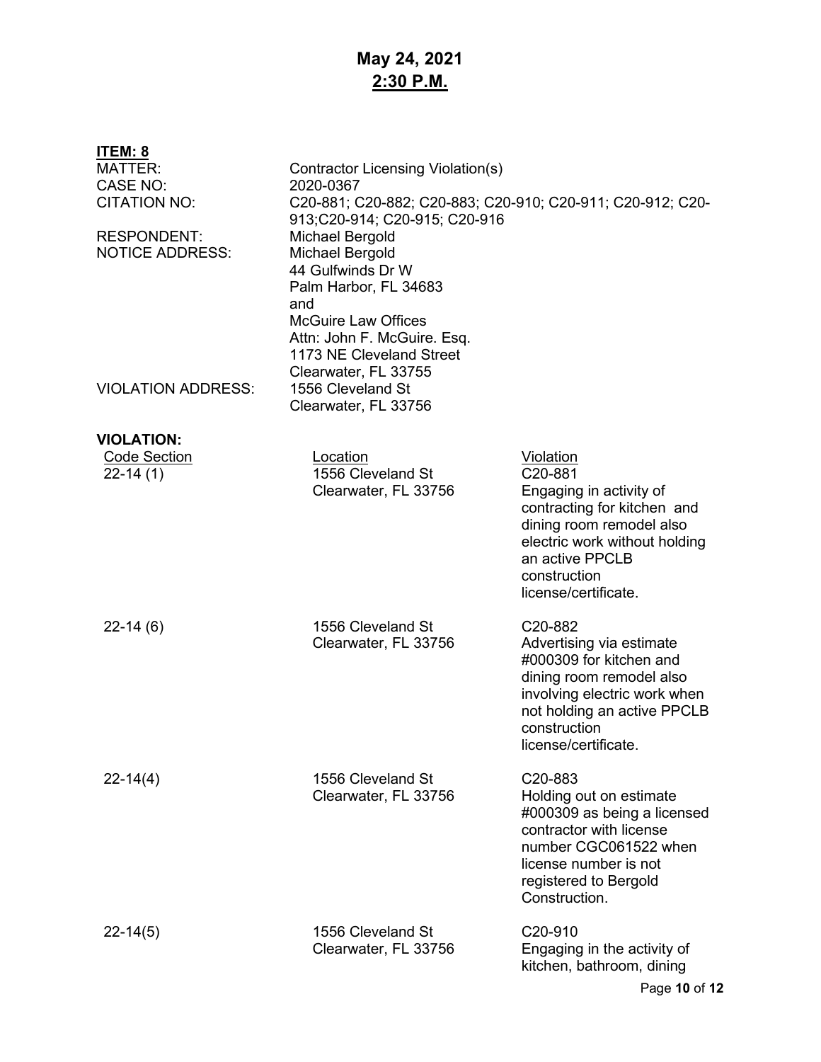# May 24, 2021
## 2:30 P.M.

**ITEM: 8**

| | |
|---|---|
| MATTER: | Contractor Licensing Violation(s) |
| CASE NO: | 2020-0367 |
| CITATION NO: | C20-881; C20-882; C20-883; C20-910; C20-911; C20-912; C20-913;C20-914; C20-915; C20-916 |
| RESPONDENT: | Michael Bergold |
| NOTICE ADDRESS: | Michael Bergold<br>44 Gulfwinds Dr W<br>Palm Harbor, FL 34683<br>and<br>McGuire Law Offices<br>Attn: John F. McGuire. Esq.<br>1173 NE Cleveland Street<br>Clearwater, FL 33755 |
| VIOLATION ADDRESS: | 1556 Cleveland St<br>Clearwater, FL 33756 |

**VIOLATION:**

| Code Section | Location | Violation |
|---|---|---|
| 22-14 (1) | 1556 Cleveland St<br>Clearwater, FL 33756 | C20-881<br>Engaging in activity of contracting for kitchen and dining room remodel also electric work without holding an active PPCLB construction license/certificate. |
| 22-14 (6) | 1556 Cleveland St<br>Clearwater, FL 33756 | C20-882<br>Advertising via estimate #000309 for kitchen and dining room remodel also involving electric work when not holding an active PPCLB construction license/certificate. |
| 22-14(4) | 1556 Cleveland St<br>Clearwater, FL 33756 | C20-883<br>Holding out on estimate #000309 as being a licensed contractor with license number CGC061522 when license number is not registered to Bergold Construction. |
| 22-14(5) | 1556 Cleveland St<br>Clearwater, FL 33756 | C20-910<br>Engaging in the activity of kitchen, bathroom, dining |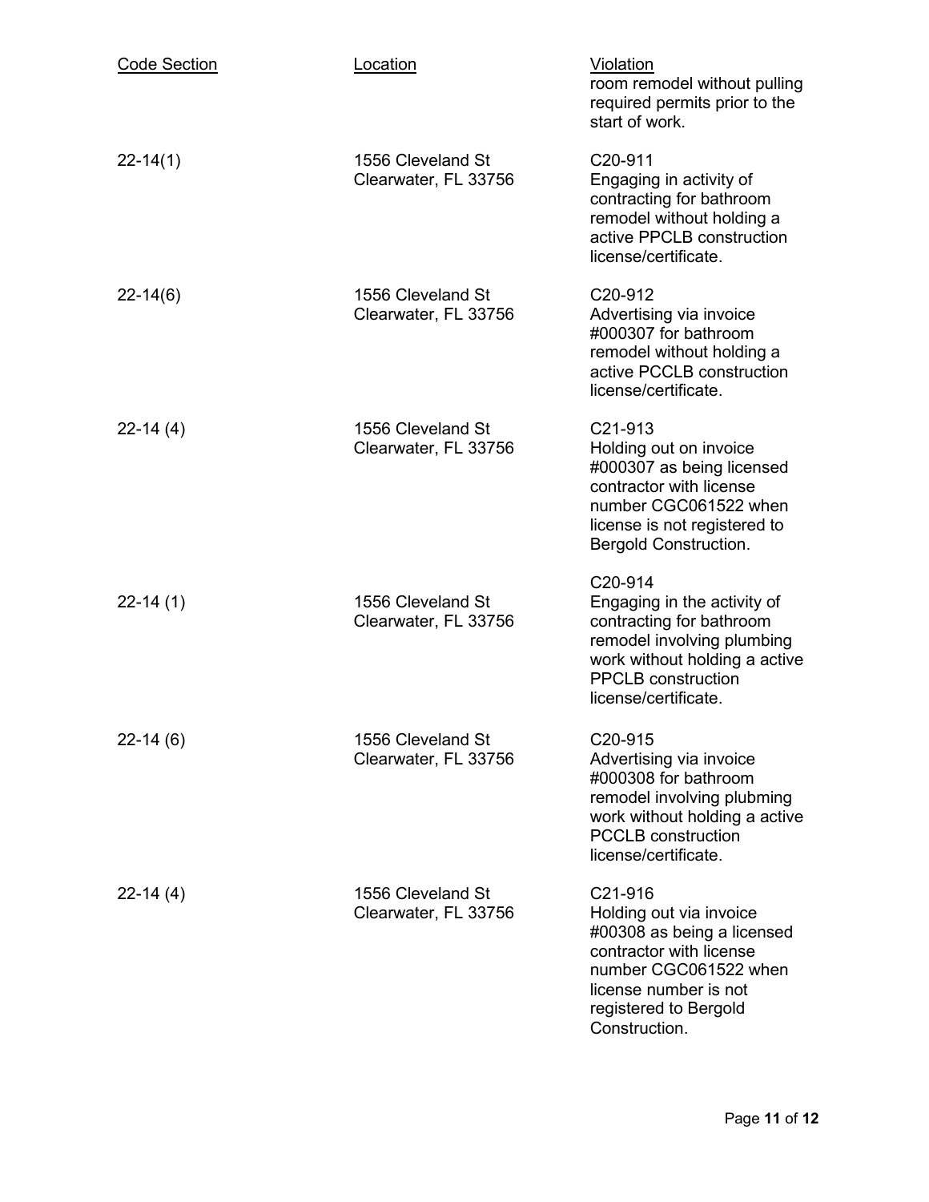| Code Section | Location | Violation |
|---|---|---|
| | | room remodel without pulling required permits prior to the start of work. |
| 22-14(1) | 1556 Cleveland St Clearwater, FL 33756 | C20-911 Engaging in activity of contracting for bathroom remodel without holding a active PPCLB construction license/certificate. |
| 22-14(6) | 1556 Cleveland St Clearwater, FL 33756 | C20-912 Advertising via invoice #000307 for bathroom remodel without holding a active PCCLB construction license/certificate. |
| 22-14 (4) | 1556 Cleveland St Clearwater, FL 33756 | C21-913 Holding out on invoice #000307 as being licensed contractor with license number CGC061522 when license is not registered to Bergold Construction. |
| 22-14 (1) | 1556 Cleveland St Clearwater, FL 33756 | C20-914 Engaging in the activity of contracting for bathroom remodel involving plumbing work without holding a active PPCLB construction license/certificate. |
| 22-14 (6) | 1556 Cleveland St Clearwater, FL 33756 | C20-915 Advertising via invoice #000308 for bathroom remodel involving plubming work without holding a active PCCLB construction license/certificate. |
| 22-14 (4) | 1556 Cleveland St Clearwater, FL 33756 | C21-916 Holding out via invoice #00308 as being a licensed contractor with license number CGC061522 when license number is not registered to Bergold Construction. |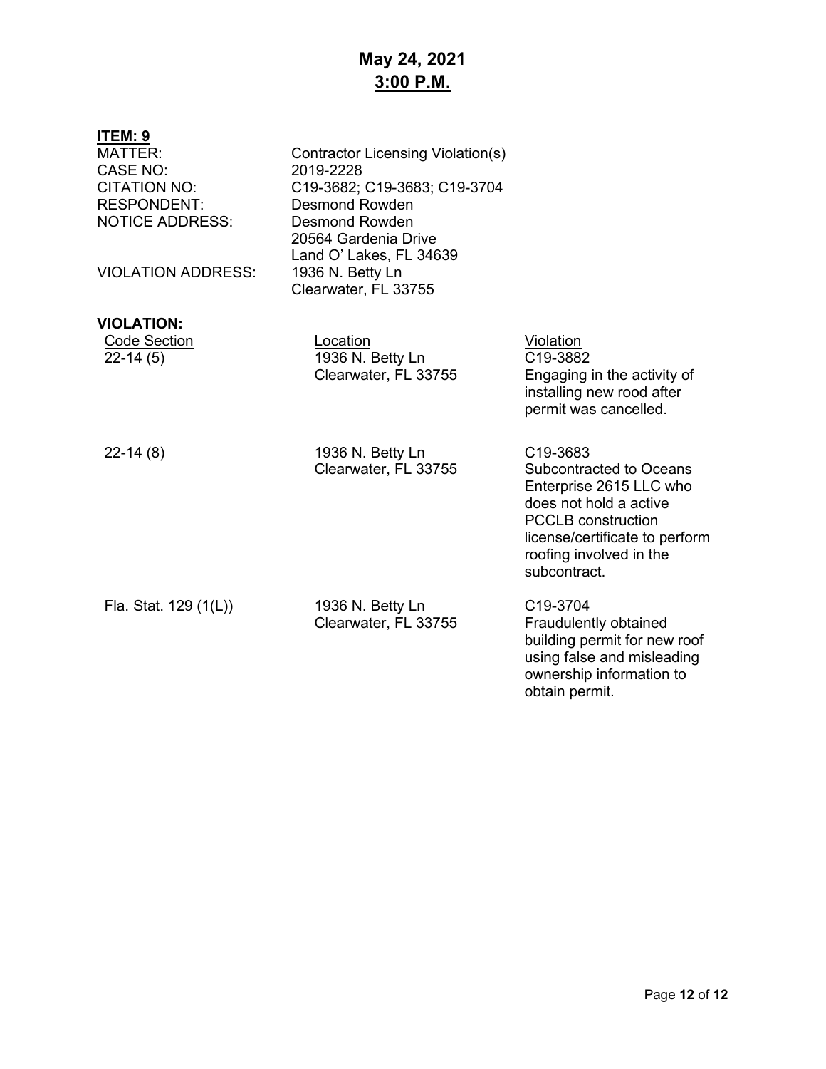# May 24, 2021

## 3:00 P.M.

**ITEM: 9**

| | |
|---|---|
| MATTER: | Contractor Licensing Violation(s) |
| CASE NO: | 2019-2228 |
| CITATION NO: | C19-3682; C19-3683; C19-3704 |
| RESPONDENT: | Desmond Rowden |
| NOTICE ADDRESS: | Desmond Rowden<br>20564 Gardenia Drive<br>Land O' Lakes, FL 34639 |
| VIOLATION ADDRESS: | 1936 N. Betty Ln<br>Clearwater, FL 33755 |

**VIOLATION:**

| Code Section | Location | Violation |
|---|---|---|
| 22-14 (5) | 1936 N. Betty Ln<br>Clearwater, FL 33755 | C19-3882<br>Engaging in the activity of installing new rood after permit was cancelled. |
| 22-14 (8) | 1936 N. Betty Ln<br>Clearwater, FL 33755 | C19-3683<br>Subcontracted to Oceans Enterprise 2615 LLC who does not hold a active PCCLB construction license/certificate to perform roofing involved in the subcontract. |
| Fla. Stat. 129 (1(L)) | 1936 N. Betty Ln<br>Clearwater, FL 33755 | C19-3704<br>Fraudulently obtained building permit for new roof using false and misleading ownership information to obtain permit. |